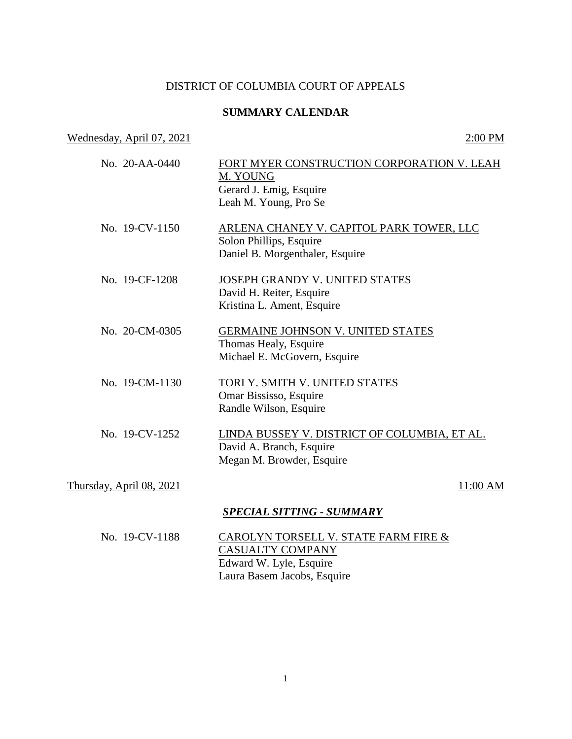DISTRICT OF COLUMBIA COURT OF APPEALS

**SUMMARY CALENDAR**

Wednesday, April 07, 2021 — 2:00 PM

No. 20-AA-0440 — FORT MYER CONSTRUCTION CORPORATION V. LEAH M. YOUNG
Gerard J. Emig, Esquire
Leah M. Young, Pro Se

No. 19-CV-1150 — ARLENA CHANEY V. CAPITOL PARK TOWER, LLC
Solon Phillips, Esquire
Daniel B. Morgenthaler, Esquire

No. 19-CF-1208 — JOSEPH GRANDY V. UNITED STATES
David H. Reiter, Esquire
Kristina L. Ament, Esquire

No. 20-CM-0305 — GERMAINE JOHNSON V. UNITED STATES
Thomas Healy, Esquire
Michael E. McGovern, Esquire

No. 19-CM-1130 — TORI Y. SMITH V. UNITED STATES
Omar Bississo, Esquire
Randle Wilson, Esquire

No. 19-CV-1252 — LINDA BUSSEY V. DISTRICT OF COLUMBIA, ET AL.
David A. Branch, Esquire
Megan M. Browder, Esquire

Thursday, April 08, 2021 — 11:00 AM

***SPECIAL SITTING - SUMMARY***

No. 19-CV-1188 — CAROLYN TORSELL V. STATE FARM FIRE & CASUALTY COMPANY
Edward W. Lyle, Esquire
Laura Basem Jacobs, Esquire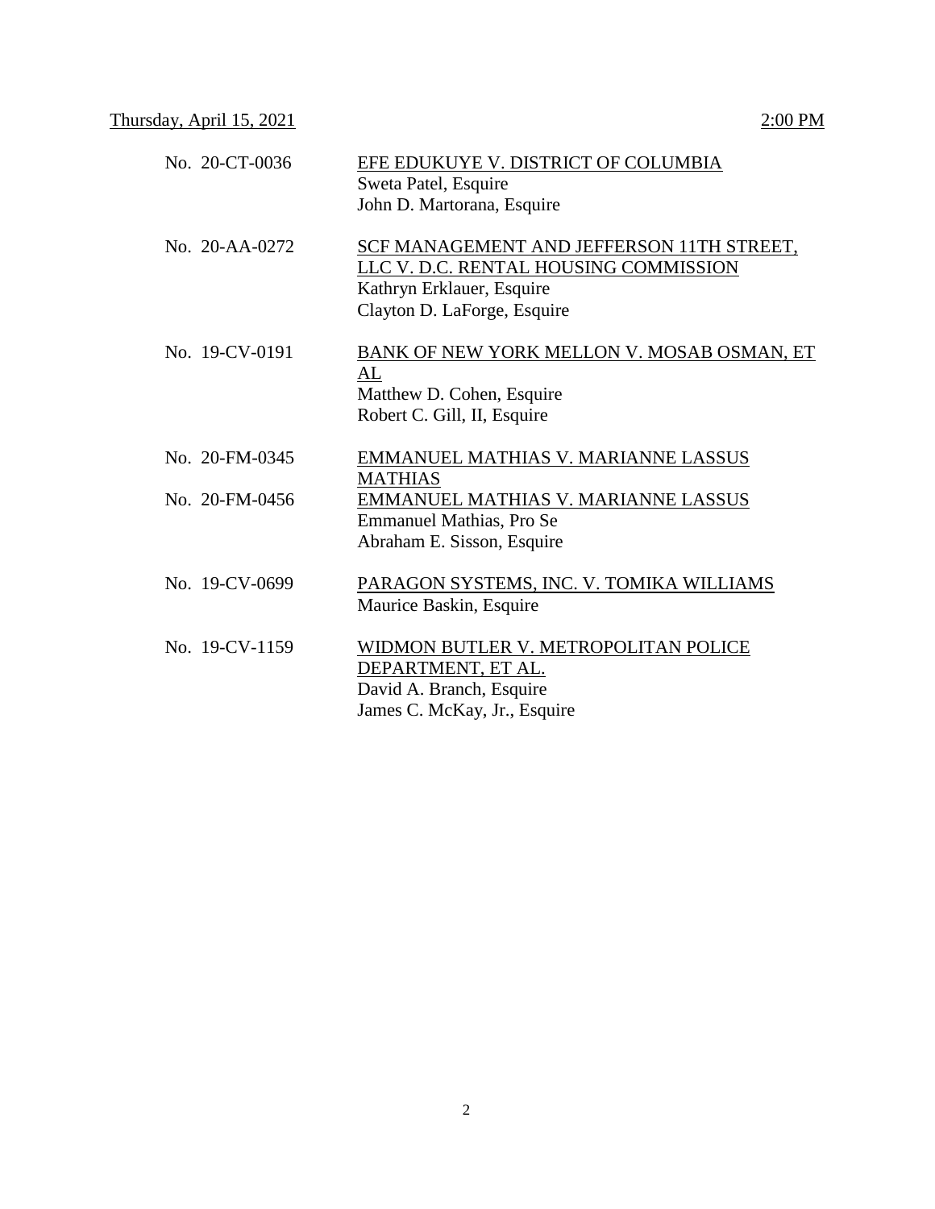Thursday, April 15, 2021 2:00 PM

| | |
|---|---|
| No. 20-CT-0036 | EFE EDUKUYE V. DISTRICT OF COLUMBIA<br>Sweta Patel, Esquire<br>John D. Martorana, Esquire |
| No. 20-AA-0272 | SCF MANAGEMENT AND JEFFERSON 11TH STREET, LLC V. D.C. RENTAL HOUSING COMMISSION<br>Kathryn Erklauer, Esquire<br>Clayton D. LaForge, Esquire |
| No. 19-CV-0191 | BANK OF NEW YORK MELLON V. MOSAB OSMAN, ET AL<br>Matthew D. Cohen, Esquire<br>Robert C. Gill, II, Esquire |
| No. 20-FM-0345 | EMMANUEL MATHIAS V. MARIANNE LASSUS MATHIAS |
| No. 20-FM-0456 | EMMANUEL MATHIAS V. MARIANNE LASSUS<br>Emmanuel Mathias, Pro Se<br>Abraham E. Sisson, Esquire |
| No. 19-CV-0699 | PARAGON SYSTEMS, INC. V. TOMIKA WILLIAMS<br>Maurice Baskin, Esquire |
| No. 19-CV-1159 | WIDMON BUTLER V. METROPOLITAN POLICE DEPARTMENT, ET AL.<br>David A. Branch, Esquire<br>James C. McKay, Jr., Esquire |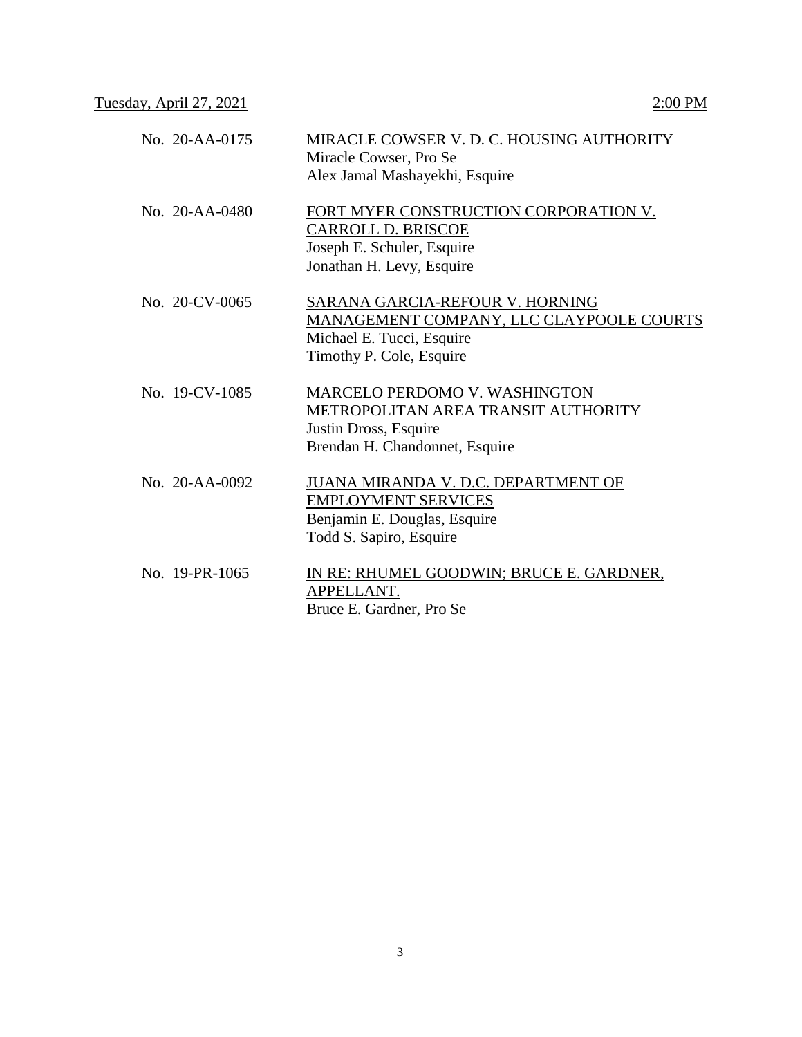Tuesday, April 27, 2021 2:00 PM

| | |
|---|---|
| No. 20-AA-0175 | MIRACLE COWSER V. D. C. HOUSING AUTHORITY<br>Miracle Cowser, Pro Se<br>Alex Jamal Mashayekhi, Esquire |
| No. 20-AA-0480 | FORT MYER CONSTRUCTION CORPORATION V. CARROLL D. BRISCOE<br>Joseph E. Schuler, Esquire<br>Jonathan H. Levy, Esquire |
| No. 20-CV-0065 | SARANA GARCIA-REFOUR V. HORNING MANAGEMENT COMPANY, LLC CLAYPOOLE COURTS<br>Michael E. Tucci, Esquire<br>Timothy P. Cole, Esquire |
| No. 19-CV-1085 | MARCELO PERDOMO V. WASHINGTON METROPOLITAN AREA TRANSIT AUTHORITY<br>Justin Dross, Esquire<br>Brendan H. Chandonnet, Esquire |
| No. 20-AA-0092 | JUANA MIRANDA V. D.C. DEPARTMENT OF EMPLOYMENT SERVICES<br>Benjamin E. Douglas, Esquire<br>Todd S. Sapiro, Esquire |
| No. 19-PR-1065 | IN RE: RHUMEL GOODWIN; BRUCE E. GARDNER, APPELLANT.<br>Bruce E. Gardner, Pro Se |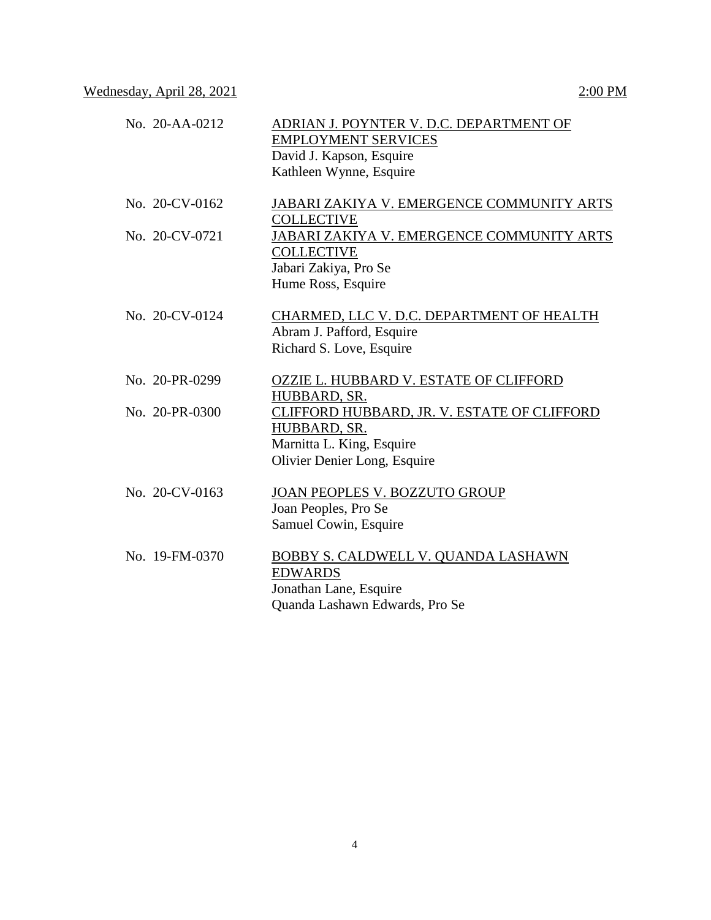Wednesday, April 28, 2021 2:00 PM

| | |
|---|---|
| No. 20-AA-0212 | ADRIAN J. POYNTER V. D.C. DEPARTMENT OF EMPLOYMENT SERVICES<br>David J. Kapson, Esquire<br>Kathleen Wynne, Esquire |
| No. 20-CV-0162<br>No. 20-CV-0721 | JABARI ZAKIYA V. EMERGENCE COMMUNITY ARTS COLLECTIVE<br>JABARI ZAKIYA V. EMERGENCE COMMUNITY ARTS COLLECTIVE<br>Jabari Zakiya, Pro Se<br>Hume Ross, Esquire |
| No. 20-CV-0124 | CHARMED, LLC V. D.C. DEPARTMENT OF HEALTH<br>Abram J. Pafford, Esquire<br>Richard S. Love, Esquire |
| No. 20-PR-0299<br>No. 20-PR-0300 | OZZIE L. HUBBARD V. ESTATE OF CLIFFORD HUBBARD, SR.<br>CLIFFORD HUBBARD, JR. V. ESTATE OF CLIFFORD HUBBARD, SR.<br>Marnitta L. King, Esquire<br>Olivier Denier Long, Esquire |
| No. 20-CV-0163 | JOAN PEOPLES V. BOZZUTO GROUP<br>Joan Peoples, Pro Se<br>Samuel Cowin, Esquire |
| No. 19-FM-0370 | BOBBY S. CALDWELL V. QUANDA LASHAWN EDWARDS<br>Jonathan Lane, Esquire<br>Quanda Lashawn Edwards, Pro Se |